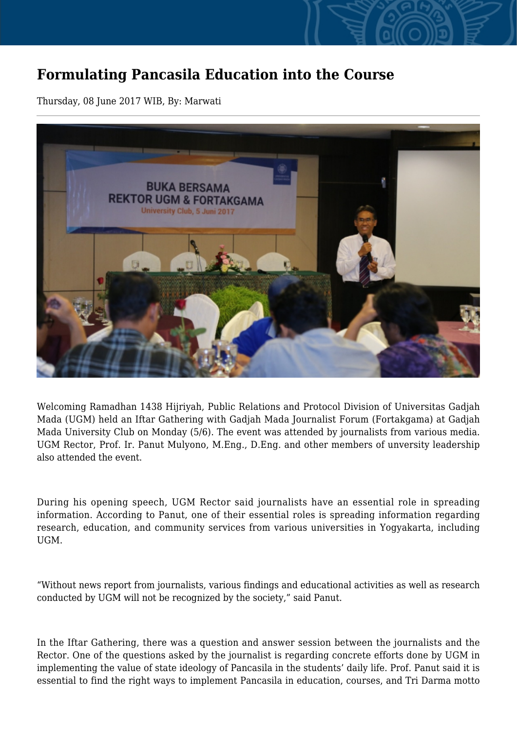# Formulating Pancasila Education into the Course

Thursday, 08 June 2017 WIB, By: Marwati

Welcoming Ramadhan 1438 Hijriyah, Public Relations and Protocol Division of Universitas Gadjah Mada (UGM) held an Iftar Gathering with Gadjah Mada Journalist Forum (Fortakgama) at Gadjah Mada University Club on Monday (5/6). The event was attended by journalists from various media. UGM Rector, Prof. Ir. Panut Mulyono, M.Eng., D.Eng. and other members of unversity leadership also attended the event.

During his opening speech, UGM Rector said journalists have an essential role in spreading information. According to Panut, one of their essential roles is spreading information regarding research, education, and community services from various universities in Yogyakarta, including UGM.

“Without news report from journalists, various findings and educational activities as well as research conducted by UGM will not be recognized by the society,” said Panut.

In the Iftar Gathering, there was a question and answer session between the journalists and the Rector. One of the questions asked by the journalist is regarding concrete efforts done by UGM in implementing the value of state ideology of Pancasila in the students’ daily life. Prof. Panut said it is essential to find the right ways to implement Pancasila in education, courses, and Tri Darma motto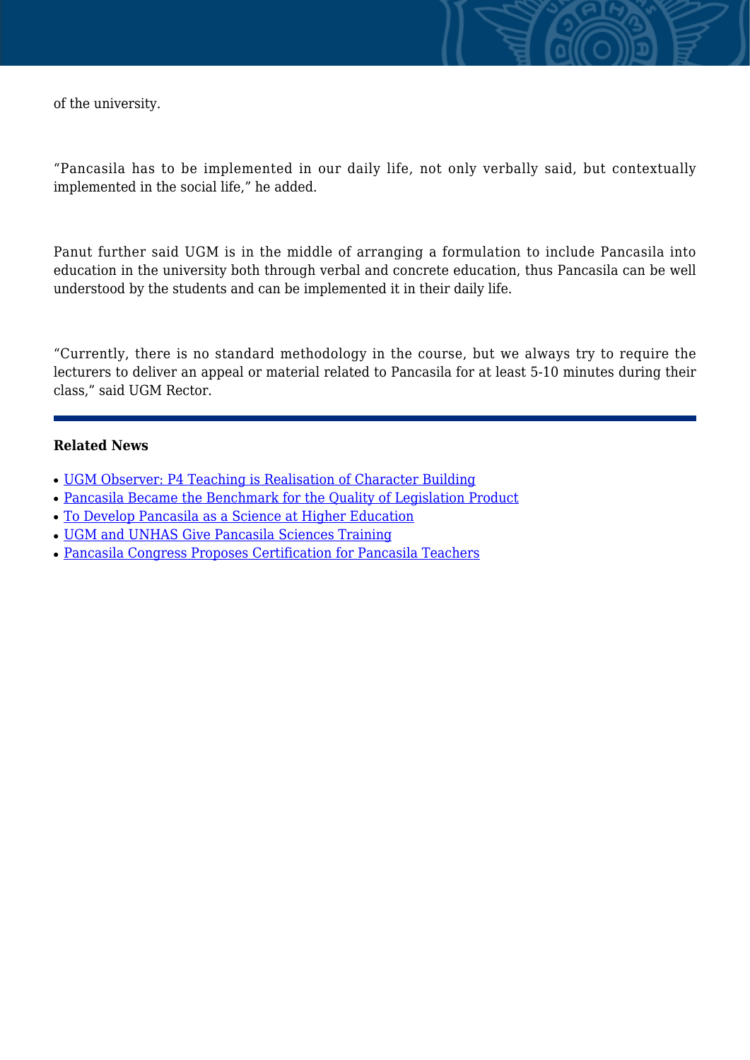of the university.

"Pancasila has to be implemented in our daily life, not only verbally said, but contextually implemented in the social life," he added.

Panut further said UGM is in the middle of arranging a formulation to include Pancasila into education in the university both through verbal and concrete education, thus Pancasila can be well understood by the students and can be implemented it in their daily life.

"Currently, there is no standard methodology in the course, but we always try to require the lecturers to deliver an appeal or material related to Pancasila for at least 5-10 minutes during their class," said UGM Rector.

---

**Related News**

- UGM Observer: P4 Teaching is Realisation of Character Building
- Pancasila Became the Benchmark for the Quality of Legislation Product
- To Develop Pancasila as a Science at Higher Education
- UGM and UNHAS Give Pancasila Sciences Training
- Pancasila Congress Proposes Certification for Pancasila Teachers